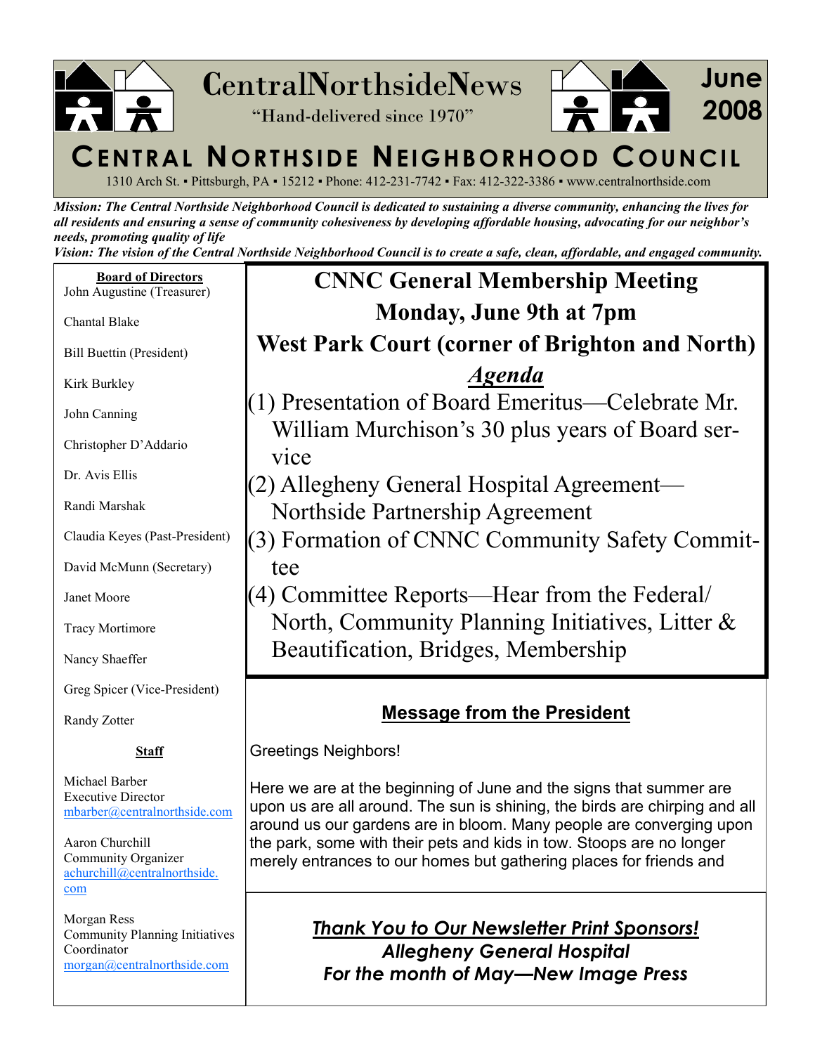# CentralNorthsideNews

"Hand-delivered since 1970"

**June 2008**

## CENTRAL NORTHSIDE NEIGHBORHOOD COUNCIL

1310 Arch St. ▪ Pittsburgh, PA ▪ 15212 ▪ Phone: 412-231-7742 ▪ Fax: 412-322-3386 ▪ www.centralnorthside.com

***Mission: The Central Northside Neighborhood Council is dedicated to sustaining a diverse community, enhancing the lives for all residents and ensuring a sense of community cohesiveness by developing affordable housing, advocating for our neighbor's needs, promoting quality of life***

***Vision: The vision of the Central Northside Neighborhood Council is to create a safe, clean, affordable, and engaged community.***

**Board of Directors**

John Augustine (Treasurer)

Chantal Blake

Bill Buettin (President)

Kirk Burkley

John Canning

Christopher D'Addario

Dr. Avis Ellis

Randi Marshak

Claudia Keyes (Past-President)

David McMunn (Secretary)

Janet Moore

Tracy Mortimore

Nancy Shaeffer

Greg Spicer (Vice-President)

Randy Zotter

**Staff**

Michael Barber
Executive Director
mbarber@centralnorthside.com

Aaron Churchill
Community Organizer
achurchill@centralnorthside.com

Morgan Ress
Community Planning Initiatives Coordinator
morgan@centralnorthside.com

## CNNC General Membership Meeting
## Monday, June 9th at 7pm
## West Park Court (corner of Brighton and North)

### *Agenda*

(1) Presentation of Board Emeritus—Celebrate Mr. William Murchison's 30 plus years of Board service

(2) Allegheny General Hospital Agreement—Northside Partnership Agreement

(3) Formation of CNNC Community Safety Committee

(4) Committee Reports—Hear from the Federal/North, Community Planning Initiatives, Litter & Beautification, Bridges, Membership

## Message from the President

Greetings Neighbors!

Here we are at the beginning of June and the signs that summer are upon us are all around. The sun is shining, the birds are chirping and all around us our gardens are in bloom. Many people are converging upon the park, some with their pets and kids in tow. Stoops are no longer merely entrances to our homes but gathering places for friends and

***Thank You to Our Newsletter Print Sponsors!***

***Allegheny General Hospital***

***For the month of May—New Image Press***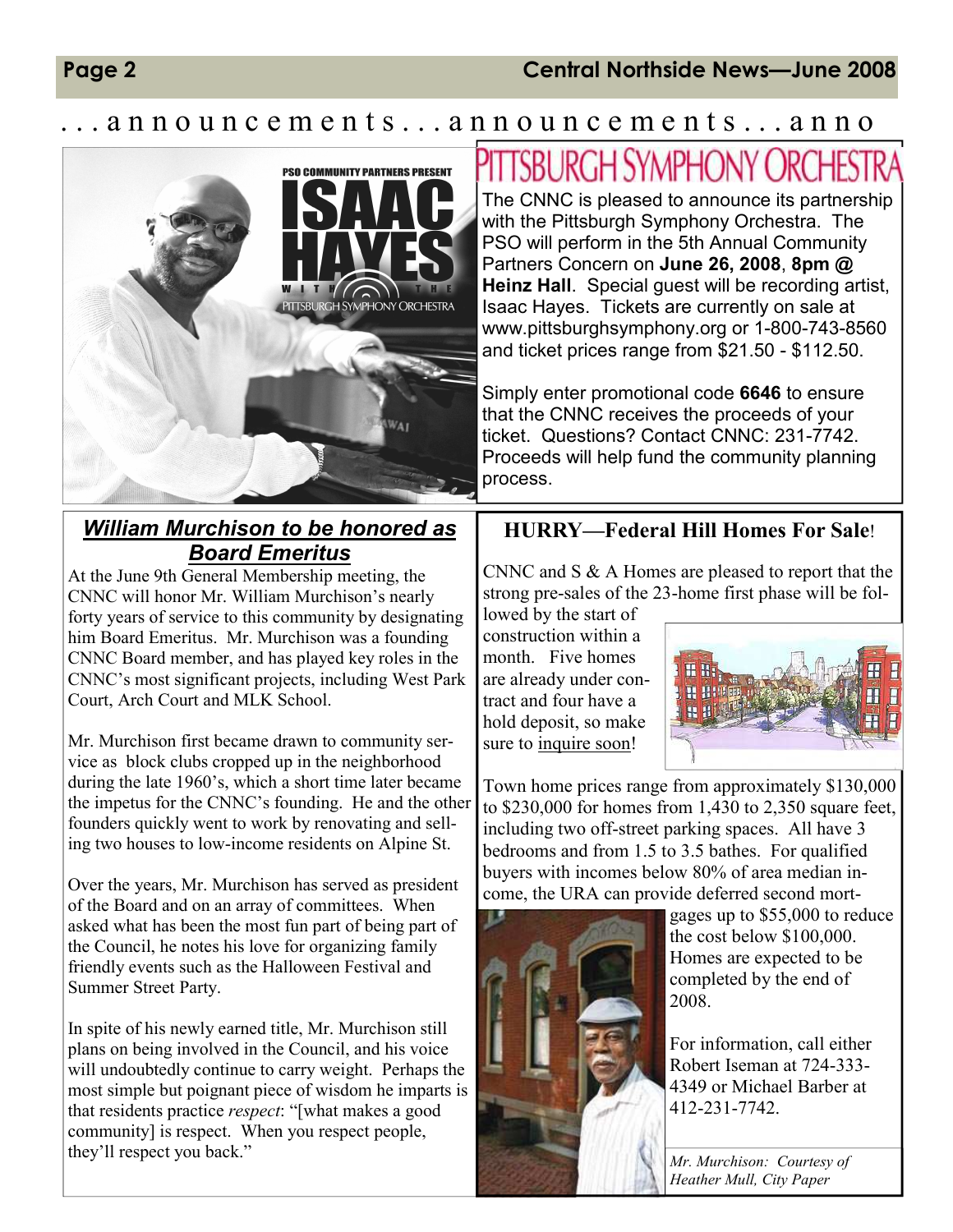. . . a n n o u n c e m e n t s . . . a n n o u n c e m e n t s . . . a n n o

# PITTSBURGH SYMPHONY ORCHESTRA

The CNNC is pleased to announce its partnership with the Pittsburgh Symphony Orchestra. The PSO will perform in the 5th Annual Community Partners Concern on **June 26, 2008**, **8pm @ Heinz Hall**. Special guest will be recording artist, Isaac Hayes. Tickets are currently on sale at www.pittsburghsymphony.org or 1-800-743-8560 and ticket prices range from $21.50 - $112.50.

Simply enter promotional code **6646** to ensure that the CNNC receives the proceeds of your ticket. Questions? Contact CNNC: 231-7742. Proceeds will help fund the community planning process.

## ***William Murchison to be honored as Board Emeritus***

At the June 9th General Membership meeting, the CNNC will honor Mr. William Murchison's nearly forty years of service to this community by designating him Board Emeritus. Mr. Murchison was a founding CNNC Board member, and has played key roles in the CNNC's most significant projects, including West Park Court, Arch Court and MLK School.

Mr. Murchison first became drawn to community service as block clubs cropped up in the neighborhood during the late 1960's, which a short time later became the impetus for the CNNC's founding. He and the other founders quickly went to work by renovating and selling two houses to low-income residents on Alpine St.

Over the years, Mr. Murchison has served as president of the Board and on an array of committees. When asked what has been the most fun part of being part of the Council, he notes his love for organizing family friendly events such as the Halloween Festival and Summer Street Party.

In spite of his newly earned title, Mr. Murchison still plans on being involved in the Council, and his voice will undoubtedly continue to carry weight. Perhaps the most simple but poignant piece of wisdom he imparts is that residents practice *respect*: "[what makes a good community] is respect. When you respect people, they'll respect you back."

## HURRY—Federal Hill Homes For Sale!

CNNC and S & A Homes are pleased to report that the strong pre-sales of the 23-home first phase will be followed by the start of construction within a month. Five homes are already under contract and four have a hold deposit, so make sure to inquire soon!

Town home prices range from approximately $130,000 to $230,000 for homes from 1,430 to 2,350 square feet, including two off-street parking spaces. All have 3 bedrooms and from 1.5 to 3.5 baths. For qualified buyers with incomes below 80% of area median income, the URA can provide deferred second mortgages up to $55,000 to reduce the cost below $100,000. Homes are expected to be completed by the end of 2008.

For information, call either Robert Iseman at 724-333-4349 or Michael Barber at 412-231-7742.

*Mr. Murchison: Courtesy of Heather Mull, City Paper*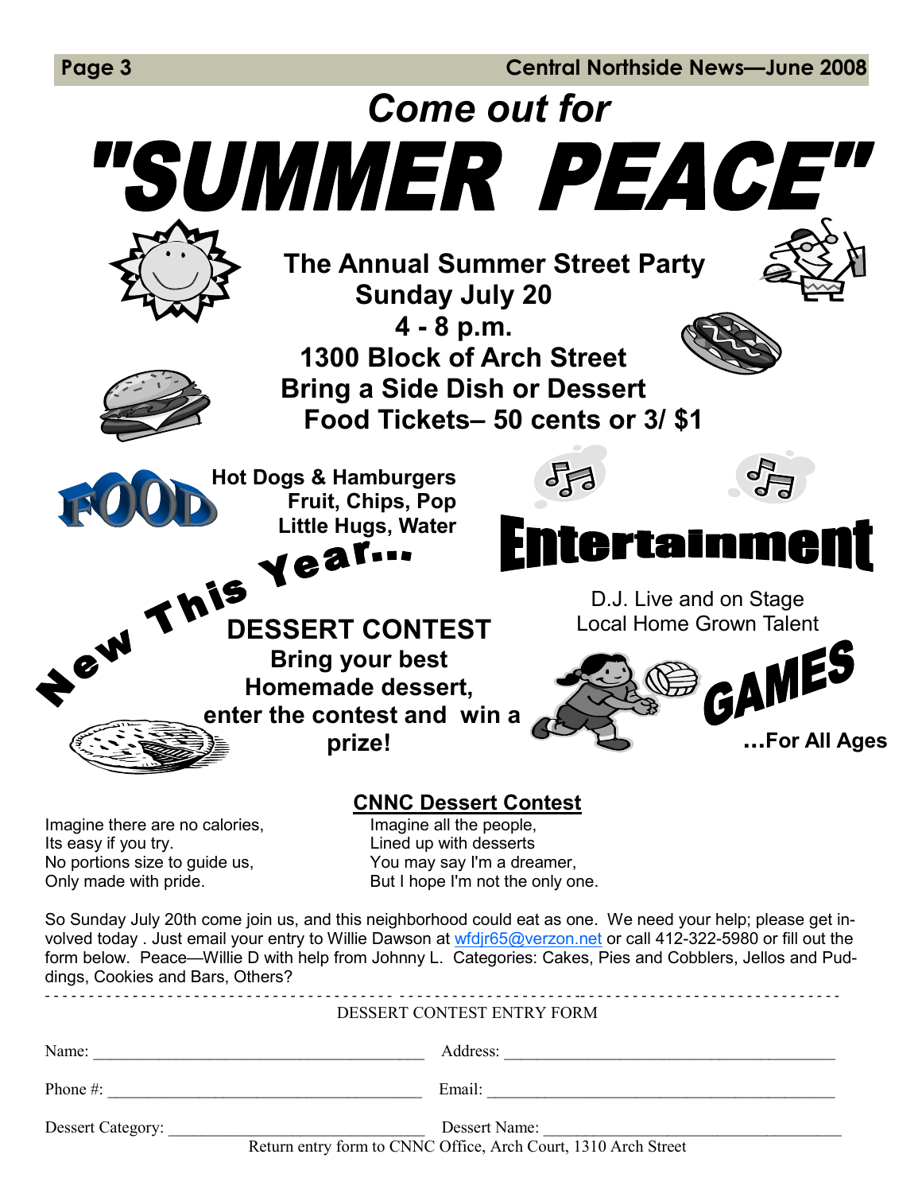# Come out for

# "SUMMER PEACE"

**The Annual Summer Street Party**
**Sunday July 20**
**4 - 8 p.m.**
**1300 Block of Arch Street**
**Bring a Side Dish or Dessert**
**Food Tickets– 50 cents or 3/ $1**

## FOOD

**Hot Dogs & Hamburgers**
**Fruit, Chips, Pop**
**Little Hugs, Water**

## Entertainment

D.J. Live and on Stage
Local Home Grown Talent

## New This Year...

**DESSERT CONTEST**
**Bring your best Homemade dessert, enter the contest and win a prize!**

## GAMES

**...For All Ages**

## CNNC Dessert Contest

Imagine there are no calories,
Its easy if you try.
No portions size to guide us,
Only made with pride.

Imagine all the people,
Lined up with desserts
You may say I'm a dreamer,
But I hope I'm not the only one.

So Sunday July 20th come join us, and this neighborhood could eat as one. We need your help; please get involved today . Just email your entry to Willie Dawson at wfdjr65@verzon.net or call 412-322-5980 or fill out the form below. Peace—Willie D with help from Johnny L. Categories: Cakes, Pies and Cobblers, Jellos and Puddings, Cookies and Bars, Others?

---

DESSERT CONTEST ENTRY FORM

Name: ______________________ Address: ______________________

Phone #: ______________________ Email: ______________________

Dessert Category: ______________________ Dessert Name: ______________________

Return entry form to CNNC Office, Arch Court, 1310 Arch Street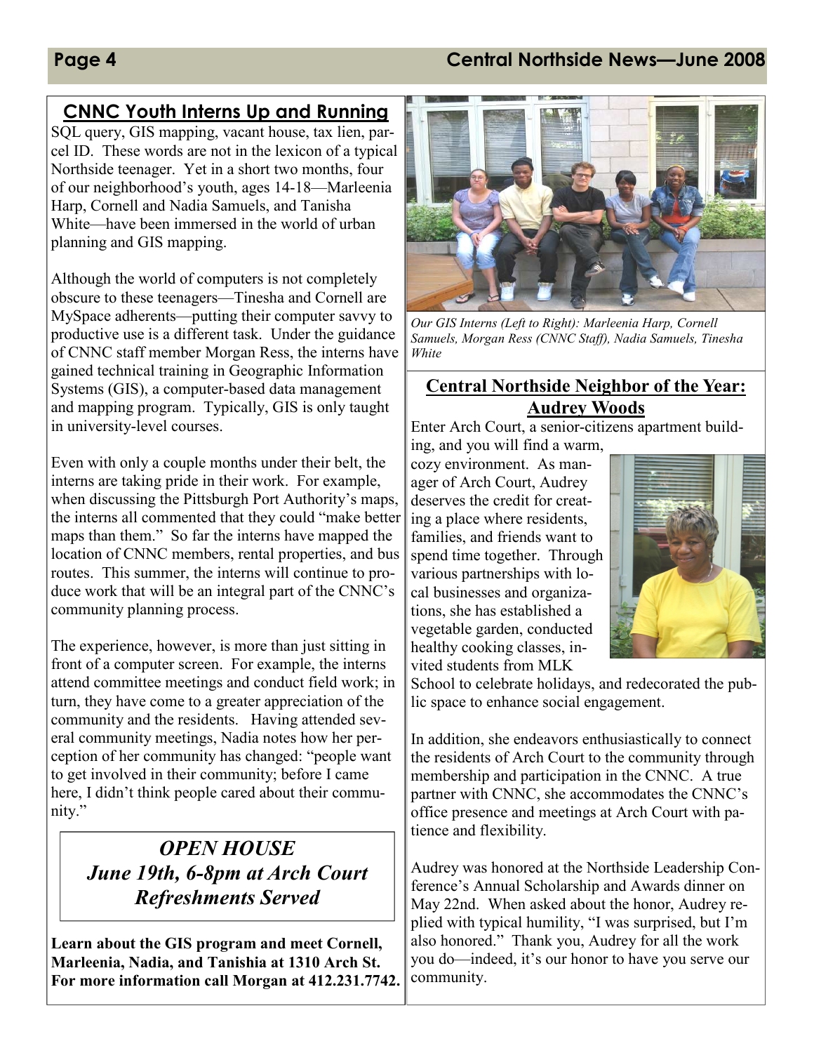## CNNC Youth Interns Up and Running

SQL query, GIS mapping, vacant house, tax lien, parcel ID. These words are not in the lexicon of a typical Northside teenager. Yet in a short two months, four of our neighborhood's youth, ages 14-18—Marleenia Harp, Cornell and Nadia Samuels, and Tanisha White—have been immersed in the world of urban planning and GIS mapping.

Although the world of computers is not completely obscure to these teenagers—Tinesha and Cornell are MySpace adherents—putting their computer savvy to productive use is a different task. Under the guidance of CNNC staff member Morgan Ress, the interns have gained technical training in Geographic Information Systems (GIS), a computer-based data management and mapping program. Typically, GIS is only taught in university-level courses.

Even with only a couple months under their belt, the interns are taking pride in their work. For example, when discussing the Pittsburgh Port Authority's maps, the interns all commented that they could "make better maps than them." So far the interns have mapped the location of CNNC members, rental properties, and bus routes. This summer, the interns will continue to produce work that will be an integral part of the CNNC's community planning process.

The experience, however, is more than just sitting in front of a computer screen. For example, the interns attend committee meetings and conduct field work; in turn, they have come to a greater appreciation of the community and the residents. Having attended several community meetings, Nadia notes how her perception of her community has changed: "people want to get involved in their community; before I came here, I didn't think people cared about their community."

*Our GIS Interns (Left to Right): Marleenia Harp, Cornell Samuels, Morgan Ress (CNNC Staff), Nadia Samuels, Tinesha White*

***OPEN HOUSE***
***June 19th, 6-8pm at Arch Court***
***Refreshments Served***

**Learn about the GIS program and meet Cornell, Marleenia, Nadia, and Tanishia at 1310 Arch St. For more information call Morgan at 412.231.7742.**

## Central Northside Neighbor of the Year: Audrey Woods

Enter Arch Court, a senior-citizens apartment building, and you will find a warm, cozy environment. As manager of Arch Court, Audrey deserves the credit for creating a place where residents, families, and friends want to spend time together. Through various partnerships with local businesses and organizations, she has established a vegetable garden, conducted healthy cooking classes, invited students from MLK School to celebrate holidays, and redecorated the public space to enhance social engagement.

In addition, she endeavors enthusiastically to connect the residents of Arch Court to the community through membership and participation in the CNNC. A true partner with CNNC, she accommodates the CNNC's office presence and meetings at Arch Court with patience and flexibility.

Audrey was honored at the Northside Leadership Conference's Annual Scholarship and Awards dinner on May 22nd. When asked about the honor, Audrey replied with typical humility, "I was surprised, but I'm also honored." Thank you, Audrey for all the work you do—indeed, it's our honor to have you serve our community.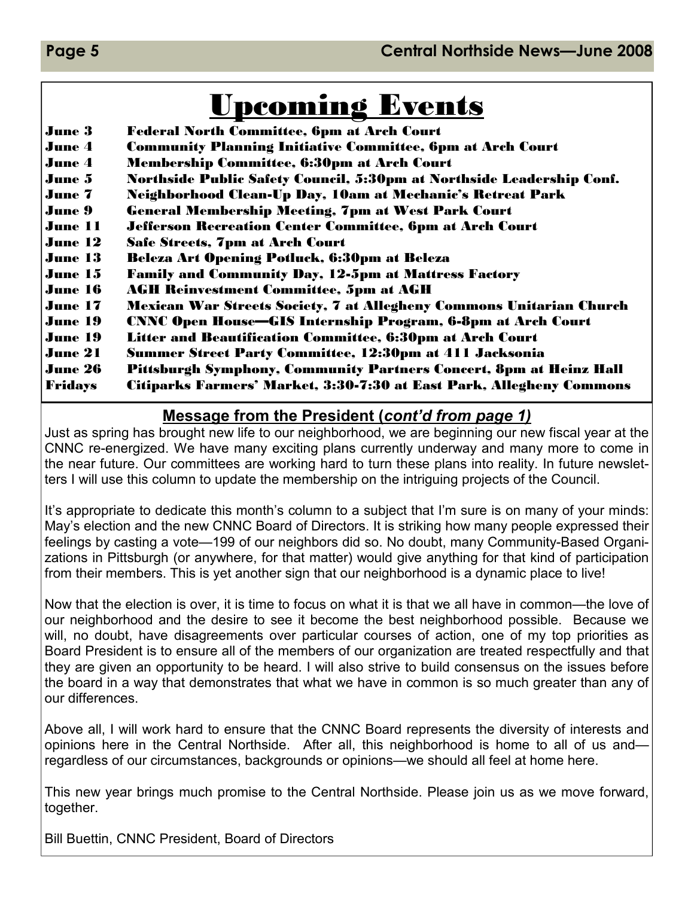# Upcoming Events

| | |
|---|---|
| June 3 | Federal North Committee, 6pm at Arch Court |
| June 4 | Community Planning Initiative Committee, 6pm at Arch Court |
| June 4 | Membership Committee, 6:30pm at Arch Court |
| June 5 | Northside Public Safety Council, 5:30pm at Northside Leadership Conf. |
| June 7 | Neighborhood Clean-Up Day, 10am at Mechanic's Retreat Park |
| June 9 | General Membership Meeting, 7pm at West Park Court |
| June 11 | Jefferson Recreation Center Committee, 6pm at Arch Court |
| June 12 | Safe Streets, 7pm at Arch Court |
| June 13 | Beleza Art Opening Potluck, 6:30pm at Beleza |
| June 15 | Family and Community Day, 12-5pm at Mattress Factory |
| June 16 | AGH Reinvestment Committee, 5pm at AGH |
| June 17 | Mexican War Streets Society, 7 at Allegheny Commons Unitarian Church |
| June 19 | CNNC Open House—GIS Internship Program, 6-8pm at Arch Court |
| June 19 | Litter and Beautification Committee, 6:30pm at Arch Court |
| June 21 | Summer Street Party Committee, 12:30pm at 411 Jacksonia |
| June 26 | Pittsburgh Symphony, Community Partners Concert, 8pm at Heinz Hall |
| Fridays | Citiparks Farmers' Market, 3:30-7:30 at East Park, Allegheny Commons |

## Message from the President (*cont'd from page 1)*

Just as spring has brought new life to our neighborhood, we are beginning our new fiscal year at the CNNC re-energized. We have many exciting plans currently underway and many more to come in the near future. Our committees are working hard to turn these plans into reality. In future newsletters I will use this column to update the membership on the intriguing projects of the Council.

It's appropriate to dedicate this month's column to a subject that I'm sure is on many of your minds: May's election and the new CNNC Board of Directors. It is striking how many people expressed their feelings by casting a vote—199 of our neighbors did so. No doubt, many Community-Based Organizations in Pittsburgh (or anywhere, for that matter) would give anything for that kind of participation from their members. This is yet another sign that our neighborhood is a dynamic place to live!

Now that the election is over, it is time to focus on what it is that we all have in common—the love of our neighborhood and the desire to see it become the best neighborhood possible. Because we will, no doubt, have disagreements over particular courses of action, one of my top priorities as Board President is to ensure all of the members of our organization are treated respectfully and that they are given an opportunity to be heard. I will also strive to build consensus on the issues before the board in a way that demonstrates that what we have in common is so much greater than any of our differences.

Above all, I will work hard to ensure that the CNNC Board represents the diversity of interests and opinions here in the Central Northside. After all, this neighborhood is home to all of us and—regardless of our circumstances, backgrounds or opinions—we should all feel at home here.

This new year brings much promise to the Central Northside. Please join us as we move forward, together.

Bill Buettin, CNNC President, Board of Directors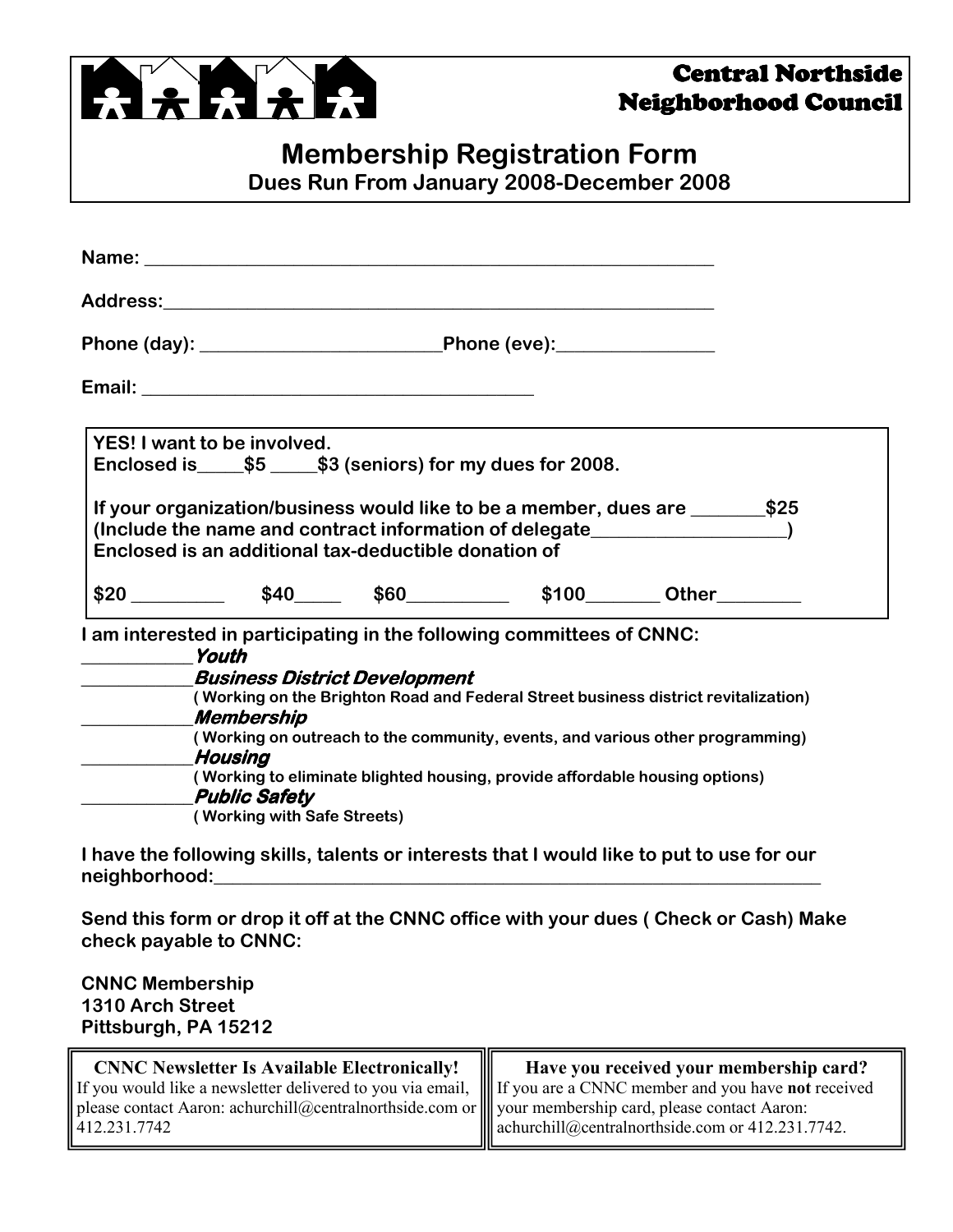# Central Northside Neighborhood Council

## Membership Registration Form

**Dues Run From January 2008-December 2008**

**Name:** ____________________________________________________________

**Address:**___________________________________________________________

**Phone (day):** ________________________**Phone (eve):**_______________

**Email:** __________________________________________

**YES! I want to be involved.**
**Enclosed is_____$5 _____$3 (seniors) for my dues for 2008.**

**If your organization/business would like to be a member, dues are ________$25**
**(Include the name and contract information of delegate____________________)**
**Enclosed is an additional tax-deductible donation of**

**$20 _________ $40_____ $60__________ $100_______ Other________**

**I am interested in participating in the following committees of CNNC:**

___________***Youth***

___________***Business District Development***
**( Working on the Brighton Road and Federal Street business district revitalization)**

___________***Membership***
**( Working on outreach to the community, events, and various other programming)**

___________***Housing***
**( Working to eliminate blighted housing, provide affordable housing options)**

___________***Public Safety***
**( Working with Safe Streets)**

**I have the following skills, talents or interests that I would like to put to use for our neighborhood:**_____________________________________________________________

**Send this form or drop it off at the CNNC office with your dues ( Check or Cash) Make check payable to CNNC:**

**CNNC Membership**
**1310 Arch Street**
**Pittsburgh, PA 15212**

**CNNC Newsletter Is Available Electronically!**
If you would like a newsletter delivered to you via email, please contact Aaron: achurchill@centralnorthside.com or 412.231.7742

**Have you received your membership card?**
If you are a CNNC member and you have **not** received your membership card, please contact Aaron: achurchill@centralnorthside.com or 412.231.7742.